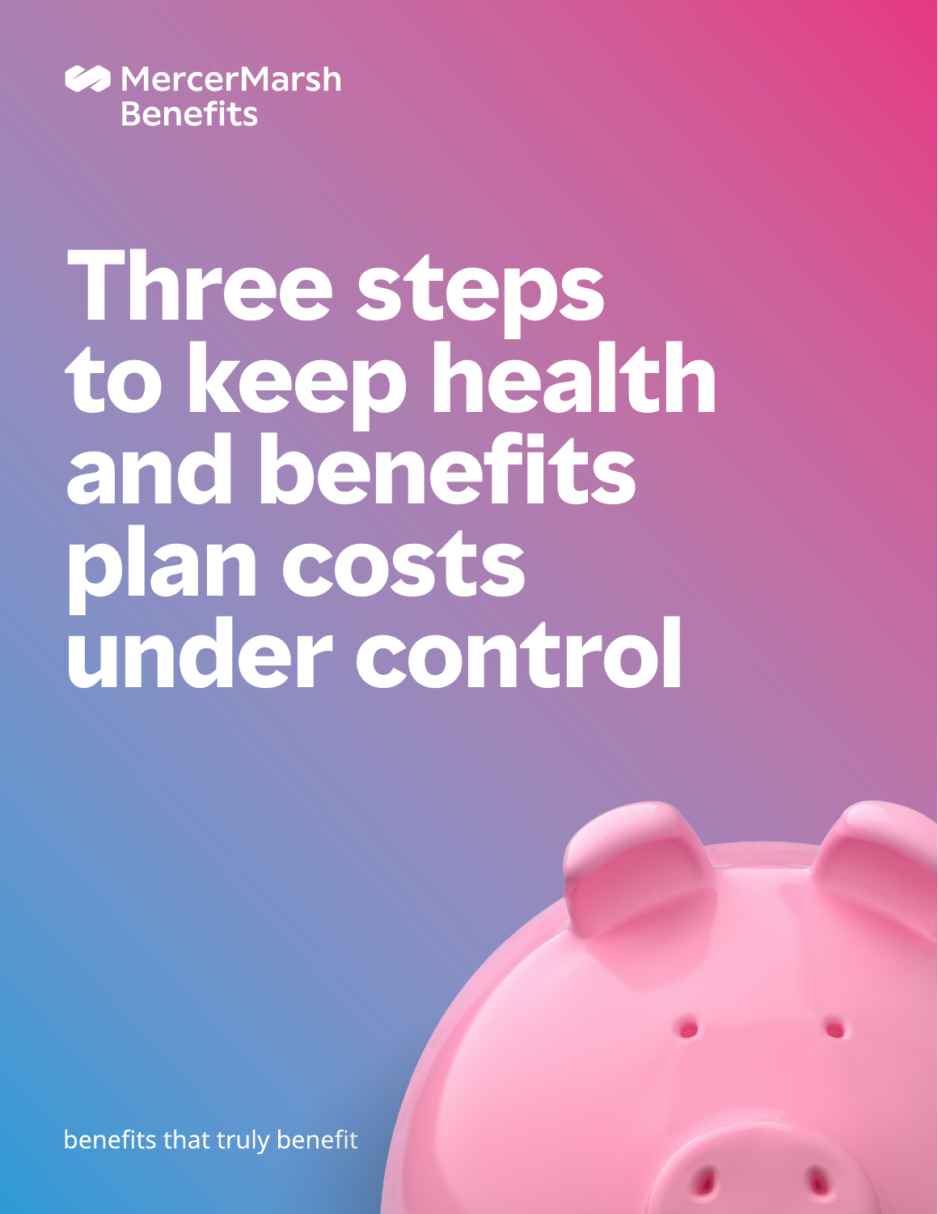MercerMarsh Benefits

# Three steps to keep health and benefits plan costs under control

benefits that truly benefit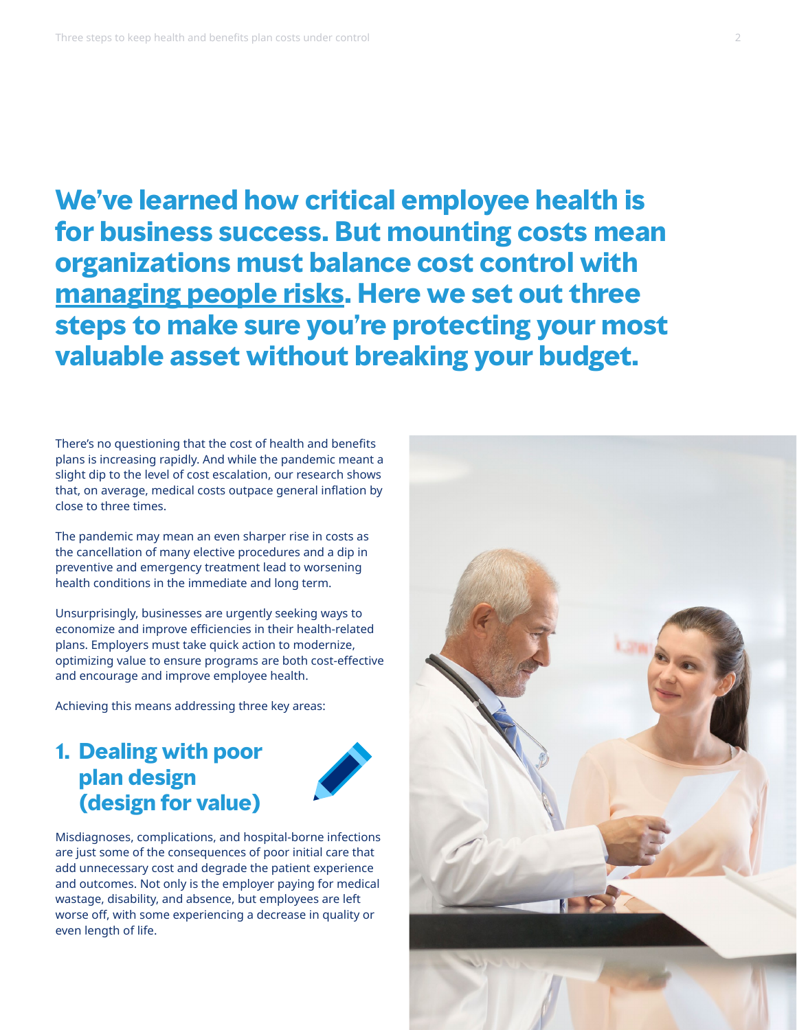## We've learned how critical employee health is for business success. But mounting costs mean organizations must balance cost control with managing people risks. Here we set out three steps to make sure you're protecting your most valuable asset without breaking your budget.

There's no questioning that the cost of health and benefits plans is increasing rapidly. And while the pandemic meant a slight dip to the level of cost escalation, our research shows that, on average, medical costs outpace general inflation by close to three times.

The pandemic may mean an even sharper rise in costs as the cancellation of many elective procedures and a dip in preventive and emergency treatment lead to worsening health conditions in the immediate and long term.

Unsurprisingly, businesses are urgently seeking ways to economize and improve efficiencies in their health-related plans. Employers must take quick action to modernize, optimizing value to ensure programs are both cost-effective and encourage and improve employee health.

Achieving this means addressing three key areas:

### 1. Dealing with poor plan design (design for value)

Misdiagnoses, complications, and hospital-borne infections are just some of the consequences of poor initial care that add unnecessary cost and degrade the patient experience and outcomes. Not only is the employer paying for medical wastage, disability, and absence, but employees are left worse off, with some experiencing a decrease in quality or even length of life.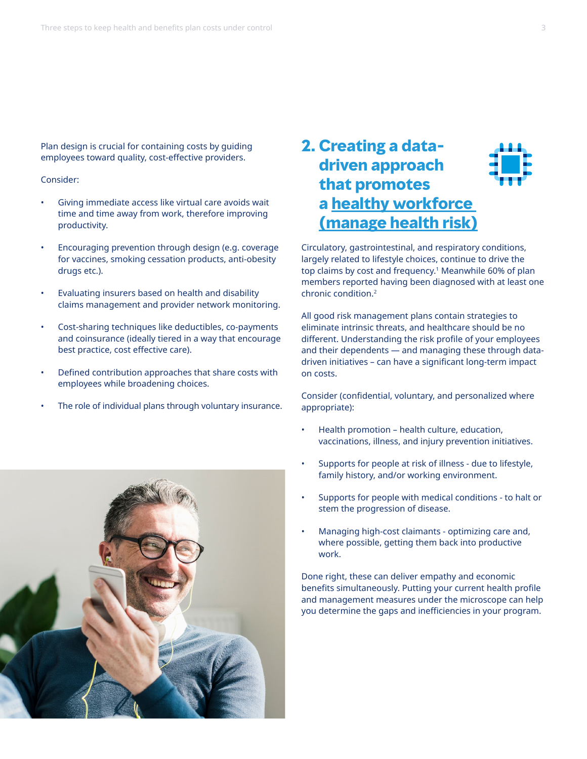Plan design is crucial for containing costs by guiding employees toward quality, cost-effective providers.

Consider:

- Giving immediate access like virtual care avoids wait time and time away from work, therefore improving productivity.
- Encouraging prevention through design (e.g. coverage for vaccines, smoking cessation products, anti-obesity drugs etc.).
- Evaluating insurers based on health and disability claims management and provider network monitoring.
- Cost-sharing techniques like deductibles, co-payments and coinsurance (ideally tiered in a way that encourage best practice, cost effective care).
- Defined contribution approaches that share costs with employees while broadening choices.
- The role of individual plans through voluntary insurance.

## 2. Creating a data-driven approach that promotes a healthy workforce (manage health risk)

Circulatory, gastrointestinal, and respiratory conditions, largely related to lifestyle choices, continue to drive the top claims by cost and frequency.[1] Meanwhile 60% of plan members reported having been diagnosed with at least one chronic condition.[2]

All good risk management plans contain strategies to eliminate intrinsic threats, and healthcare should be no different. Understanding the risk profile of your employees and their dependents — and managing these through data-driven initiatives – can have a significant long-term impact on costs.

Consider (confidential, voluntary, and personalized where appropriate):

- Health promotion – health culture, education, vaccinations, illness, and injury prevention initiatives.
- Supports for people at risk of illness - due to lifestyle, family history, and/or working environment.
- Supports for people with medical conditions - to halt or stem the progression of disease.
- Managing high-cost claimants - optimizing care and, where possible, getting them back into productive work.

Done right, these can deliver empathy and economic benefits simultaneously. Putting your current health profile and management measures under the microscope can help you determine the gaps and inefficiencies in your program.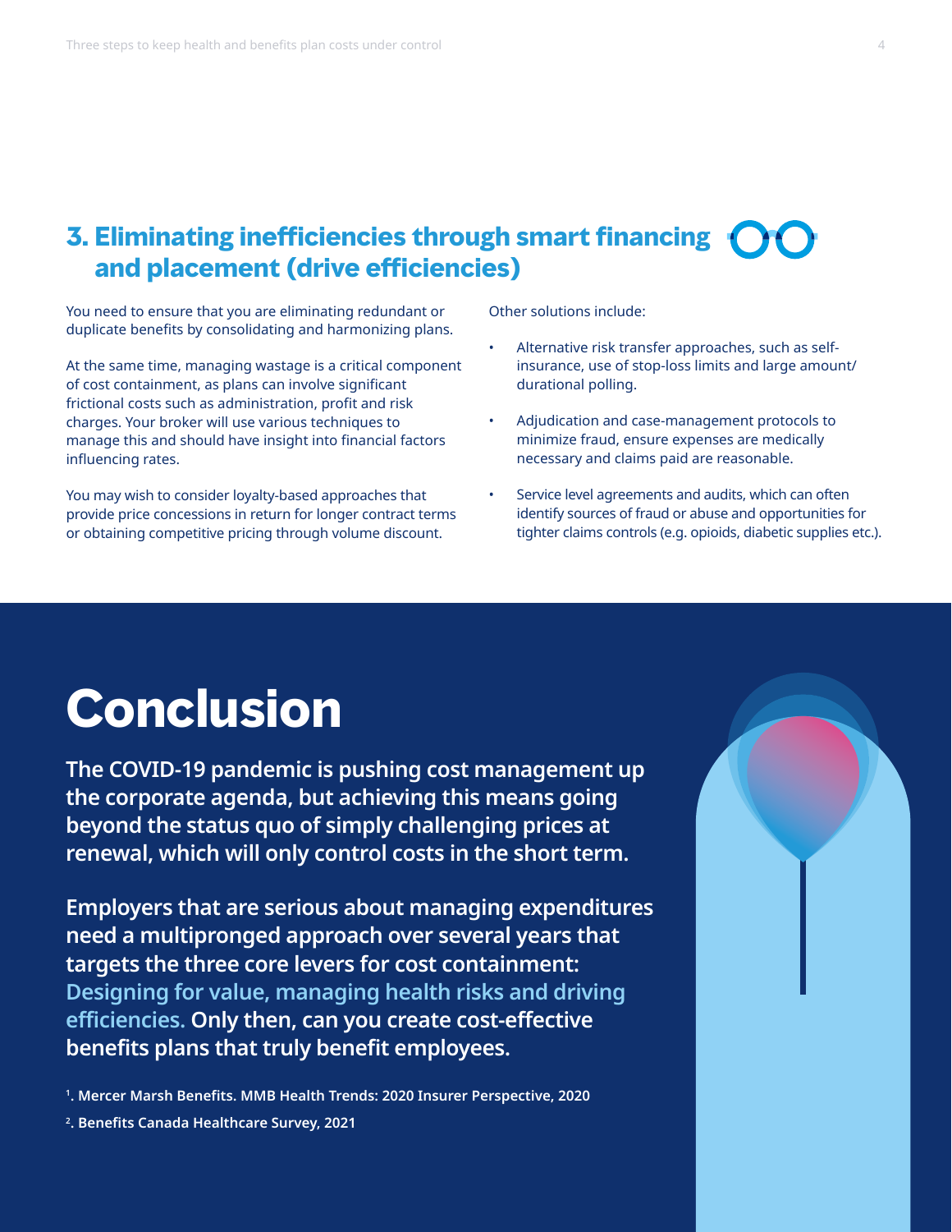## 3. Eliminating inefficiencies through smart financing and placement (drive efficiencies)

You need to ensure that you are eliminating redundant or duplicate benefits by consolidating and harmonizing plans.

At the same time, managing wastage is a critical component of cost containment, as plans can involve significant frictional costs such as administration, profit and risk charges. Your broker will use various techniques to manage this and should have insight into financial factors influencing rates.

You may wish to consider loyalty-based approaches that provide price concessions in return for longer contract terms or obtaining competitive pricing through volume discount.

Other solutions include:

- Alternative risk transfer approaches, such as self-insurance, use of stop-loss limits and large amount/durational polling.
- Adjudication and case-management protocols to minimize fraud, ensure expenses are medically necessary and claims paid are reasonable.
- Service level agreements and audits, which can often identify sources of fraud or abuse and opportunities for tighter claims controls (e.g. opioids, diabetic supplies etc.).

# Conclusion

**The COVID-19 pandemic is pushing cost management up the corporate agenda, but achieving this means going beyond the status quo of simply challenging prices at renewal, which will only control costs in the short term.**

**Employers that are serious about managing expenditures need a multipronged approach over several years that targets the three core levers for cost containment: Designing for value, managing health risks and driving efficiencies. Only then, can you create cost-effective benefits plans that truly benefit employees.**

**[1]. Mercer Marsh Benefits. MMB Health Trends: 2020 Insurer Perspective, 2020**

**[2]. Benefits Canada Healthcare Survey, 2021**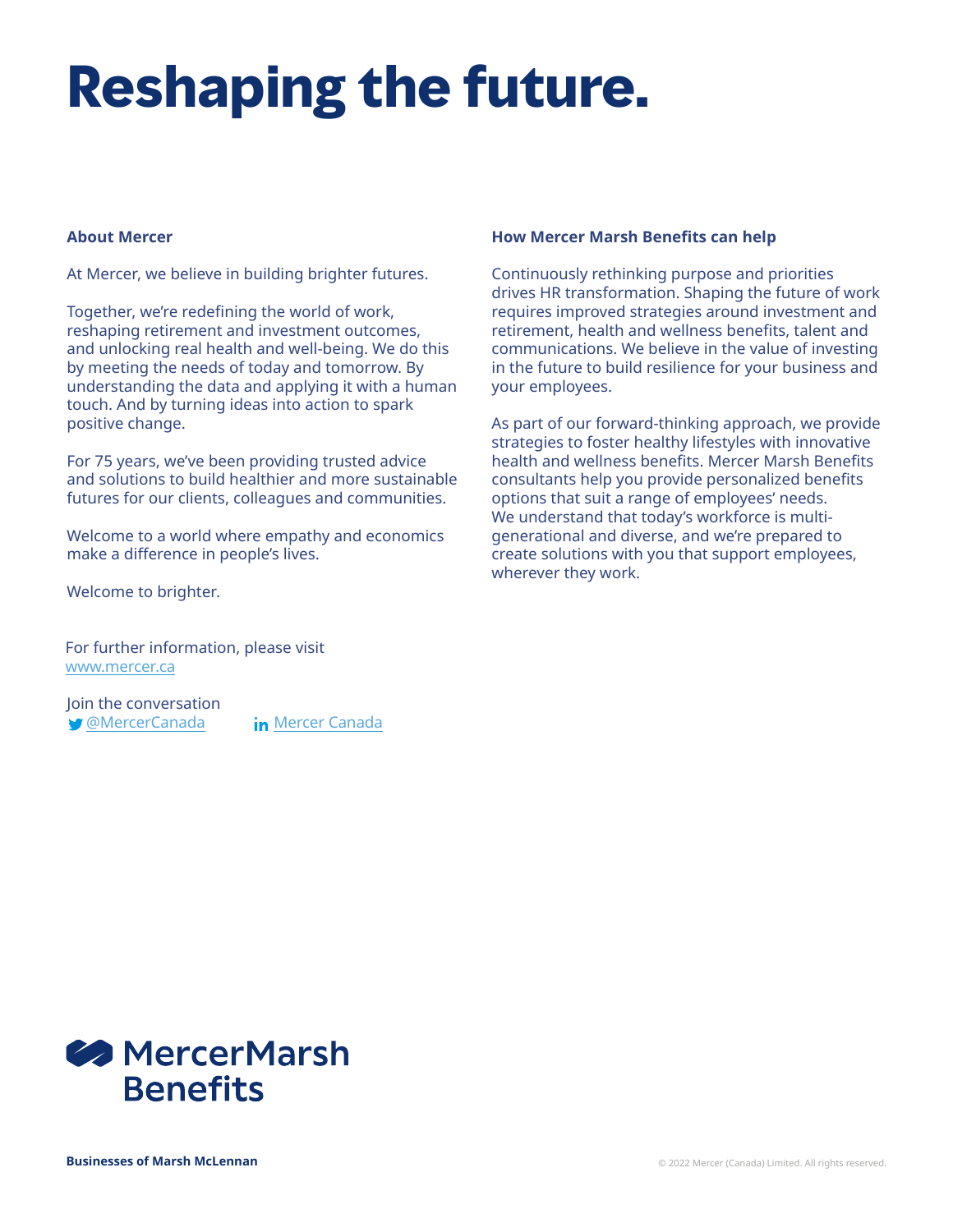# Reshaping the future.

## About Mercer

At Mercer, we believe in building brighter futures.

Together, we're redefining the world of work, reshaping retirement and investment outcomes, and unlocking real health and well-being. We do this by meeting the needs of today and tomorrow. By understanding the data and applying it with a human touch. And by turning ideas into action to spark positive change.

For 75 years, we've been providing trusted advice and solutions to build healthier and more sustainable futures for our clients, colleagues and communities.

Welcome to a world where empathy and economics make a difference in people's lives.

Welcome to brighter.

For further information, please visit [www.mercer.ca](www.mercer.ca)

Join the conversation
@MercerCanada    Mercer Canada

## How Mercer Marsh Benefits can help

Continuously rethinking purpose and priorities drives HR transformation. Shaping the future of work requires improved strategies around investment and retirement, health and wellness benefits, talent and communications. We believe in the value of investing in the future to build resilience for your business and your employees.

As part of our forward-thinking approach, we provide strategies to foster healthy lifestyles with innovative health and wellness benefits. Mercer Marsh Benefits consultants help you provide personalized benefits options that suit a range of employees' needs. We understand that today's workforce is multi-generational and diverse, and we're prepared to create solutions with you that support employees, wherever they work.

MercerMarsh Benefits

**Businesses of Marsh McLennan**

© 2022 Mercer (Canada) Limited. All rights reserved.